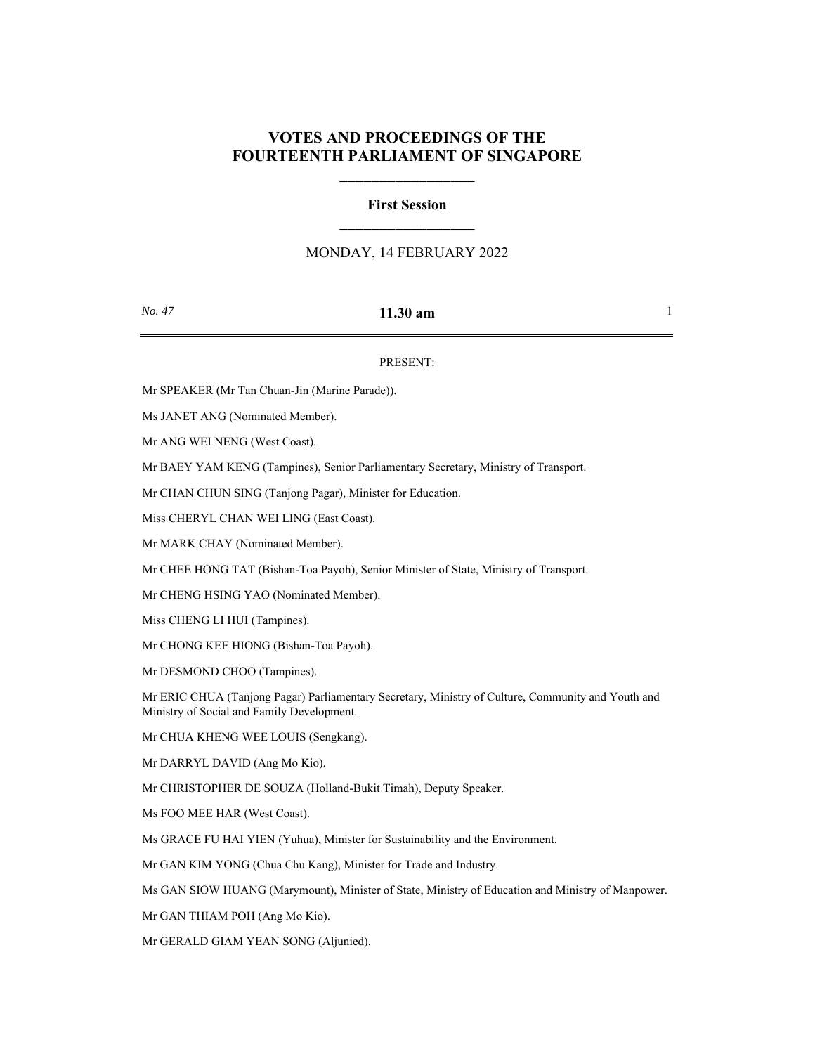# VOTES AND PROCEEDINGS OF THE FOURTEENTH PARLIAMENT OF SINGAPORE

## First Session

MONDAY, 14 FEBRUARY 2022

*No. 47* **11.30 am**

PRESENT:

Mr SPEAKER (Mr Tan Chuan-Jin (Marine Parade)).

Ms JANET ANG (Nominated Member).

Mr ANG WEI NENG (West Coast).

Mr BAEY YAM KENG (Tampines), Senior Parliamentary Secretary, Ministry of Transport.

Mr CHAN CHUN SING (Tanjong Pagar), Minister for Education.

Miss CHERYL CHAN WEI LING (East Coast).

Mr MARK CHAY (Nominated Member).

Mr CHEE HONG TAT (Bishan-Toa Payoh), Senior Minister of State, Ministry of Transport.

Mr CHENG HSING YAO (Nominated Member).

Miss CHENG LI HUI (Tampines).

Mr CHONG KEE HIONG (Bishan-Toa Payoh).

Mr DESMOND CHOO (Tampines).

Mr ERIC CHUA (Tanjong Pagar) Parliamentary Secretary, Ministry of Culture, Community and Youth and Ministry of Social and Family Development.

Mr CHUA KHENG WEE LOUIS (Sengkang).

Mr DARRYL DAVID (Ang Mo Kio).

Mr CHRISTOPHER DE SOUZA (Holland-Bukit Timah), Deputy Speaker.

Ms FOO MEE HAR (West Coast).

Ms GRACE FU HAI YIEN (Yuhua), Minister for Sustainability and the Environment.

Mr GAN KIM YONG (Chua Chu Kang), Minister for Trade and Industry.

Ms GAN SIOW HUANG (Marymount), Minister of State, Ministry of Education and Ministry of Manpower.

Mr GAN THIAM POH (Ang Mo Kio).

Mr GERALD GIAM YEAN SONG (Aljunied).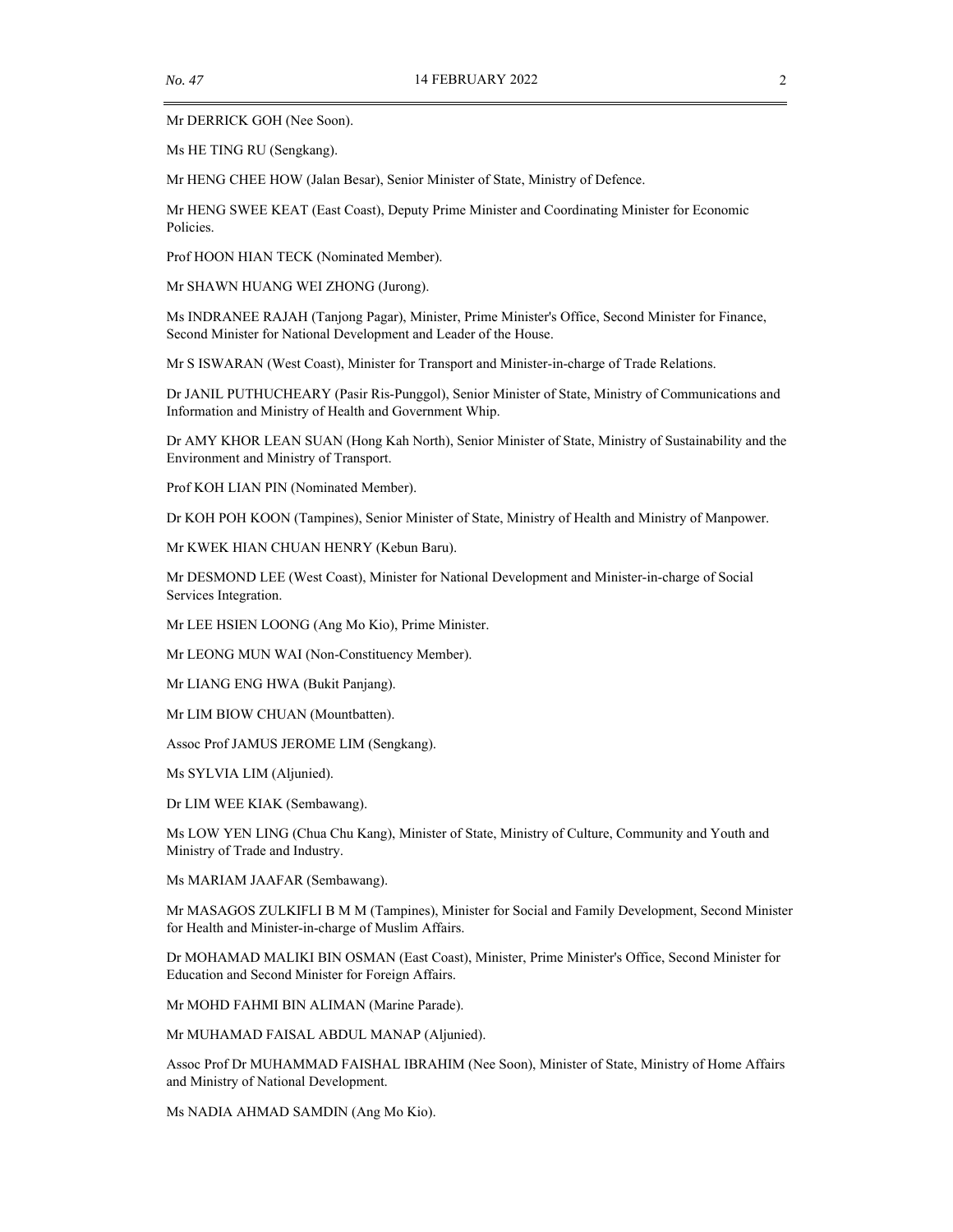Mr DERRICK GOH (Nee Soon).

Ms HE TING RU (Sengkang).

Mr HENG CHEE HOW (Jalan Besar), Senior Minister of State, Ministry of Defence.

Mr HENG SWEE KEAT (East Coast), Deputy Prime Minister and Coordinating Minister for Economic Policies.

Prof HOON HIAN TECK (Nominated Member).

Mr SHAWN HUANG WEI ZHONG (Jurong).

Ms INDRANEE RAJAH (Tanjong Pagar), Minister, Prime Minister's Office, Second Minister for Finance, Second Minister for National Development and Leader of the House.

Mr S ISWARAN (West Coast), Minister for Transport and Minister-in-charge of Trade Relations.

Dr JANIL PUTHUCHEARY (Pasir Ris-Punggol), Senior Minister of State, Ministry of Communications and Information and Ministry of Health and Government Whip.

Dr AMY KHOR LEAN SUAN (Hong Kah North), Senior Minister of State, Ministry of Sustainability and the Environment and Ministry of Transport.

Prof KOH LIAN PIN (Nominated Member).

Dr KOH POH KOON (Tampines), Senior Minister of State, Ministry of Health and Ministry of Manpower.

Mr KWEK HIAN CHUAN HENRY (Kebun Baru).

Mr DESMOND LEE (West Coast), Minister for National Development and Minister-in-charge of Social Services Integration.

Mr LEE HSIEN LOONG (Ang Mo Kio), Prime Minister.

Mr LEONG MUN WAI (Non-Constituency Member).

Mr LIANG ENG HWA (Bukit Panjang).

Mr LIM BIOW CHUAN (Mountbatten).

Assoc Prof JAMUS JEROME LIM (Sengkang).

Ms SYLVIA LIM (Aljunied).

Dr LIM WEE KIAK (Sembawang).

Ms LOW YEN LING (Chua Chu Kang), Minister of State, Ministry of Culture, Community and Youth and Ministry of Trade and Industry.

Ms MARIAM JAAFAR (Sembawang).

Mr MASAGOS ZULKIFLI B M M (Tampines), Minister for Social and Family Development, Second Minister for Health and Minister-in-charge of Muslim Affairs.

Dr MOHAMAD MALIKI BIN OSMAN (East Coast), Minister, Prime Minister's Office, Second Minister for Education and Second Minister for Foreign Affairs.

Mr MOHD FAHMI BIN ALIMAN (Marine Parade).

Mr MUHAMAD FAISAL ABDUL MANAP (Aljunied).

Assoc Prof Dr MUHAMMAD FAISHAL IBRAHIM (Nee Soon), Minister of State, Ministry of Home Affairs and Ministry of National Development.

Ms NADIA AHMAD SAMDIN (Ang Mo Kio).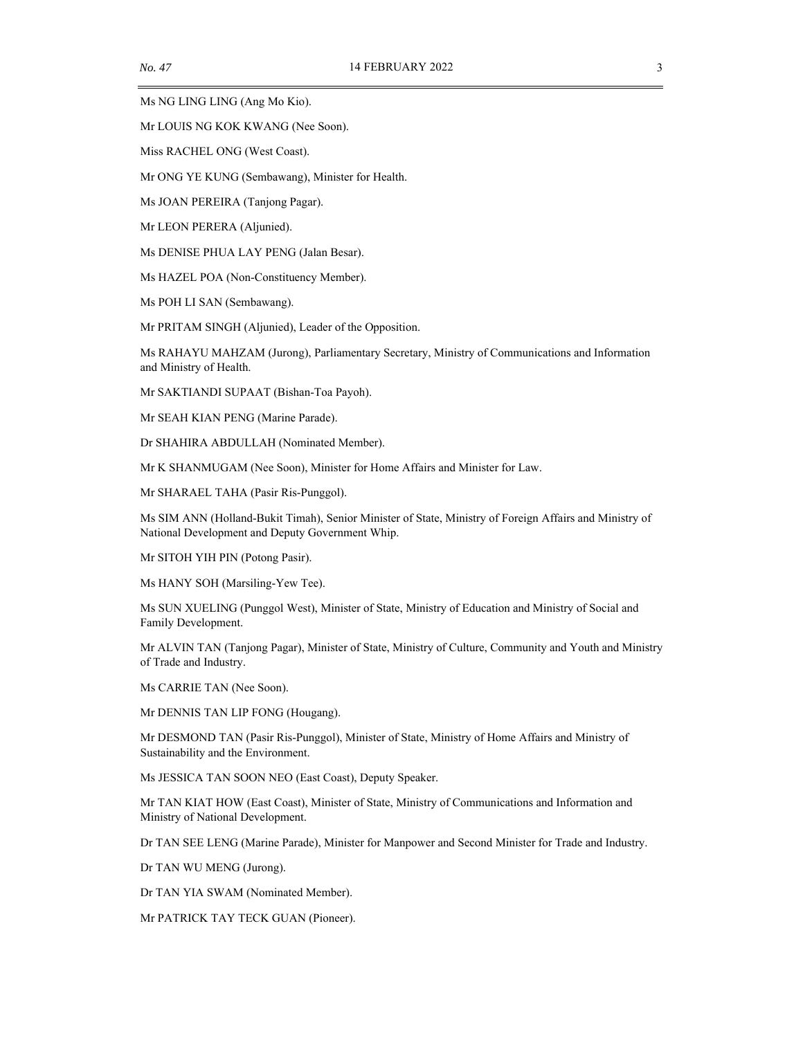Ms NG LING LING (Ang Mo Kio).

Mr LOUIS NG KOK KWANG (Nee Soon).

Miss RACHEL ONG (West Coast).

Mr ONG YE KUNG (Sembawang), Minister for Health.

Ms JOAN PEREIRA (Tanjong Pagar).

Mr LEON PERERA (Aljunied).

Ms DENISE PHUA LAY PENG (Jalan Besar).

Ms HAZEL POA (Non-Constituency Member).

Ms POH LI SAN (Sembawang).

Mr PRITAM SINGH (Aljunied), Leader of the Opposition.

Ms RAHAYU MAHZAM (Jurong), Parliamentary Secretary, Ministry of Communications and Information and Ministry of Health.

Mr SAKTIANDI SUPAAT (Bishan-Toa Payoh).

Mr SEAH KIAN PENG (Marine Parade).

Dr SHAHIRA ABDULLAH (Nominated Member).

Mr K SHANMUGAM (Nee Soon), Minister for Home Affairs and Minister for Law.

Mr SHARAEL TAHA (Pasir Ris-Punggol).

Ms SIM ANN (Holland-Bukit Timah), Senior Minister of State, Ministry of Foreign Affairs and Ministry of National Development and Deputy Government Whip.

Mr SITOH YIH PIN (Potong Pasir).

Ms HANY SOH (Marsiling-Yew Tee).

Ms SUN XUELING (Punggol West), Minister of State, Ministry of Education and Ministry of Social and Family Development.

Mr ALVIN TAN (Tanjong Pagar), Minister of State, Ministry of Culture, Community and Youth and Ministry of Trade and Industry.

Ms CARRIE TAN (Nee Soon).

Mr DENNIS TAN LIP FONG (Hougang).

Mr DESMOND TAN (Pasir Ris-Punggol), Minister of State, Ministry of Home Affairs and Ministry of Sustainability and the Environment.

Ms JESSICA TAN SOON NEO (East Coast), Deputy Speaker.

Mr TAN KIAT HOW (East Coast), Minister of State, Ministry of Communications and Information and Ministry of National Development.

Dr TAN SEE LENG (Marine Parade), Minister for Manpower and Second Minister for Trade and Industry.

Dr TAN WU MENG (Jurong).

Dr TAN YIA SWAM (Nominated Member).

Mr PATRICK TAY TECK GUAN (Pioneer).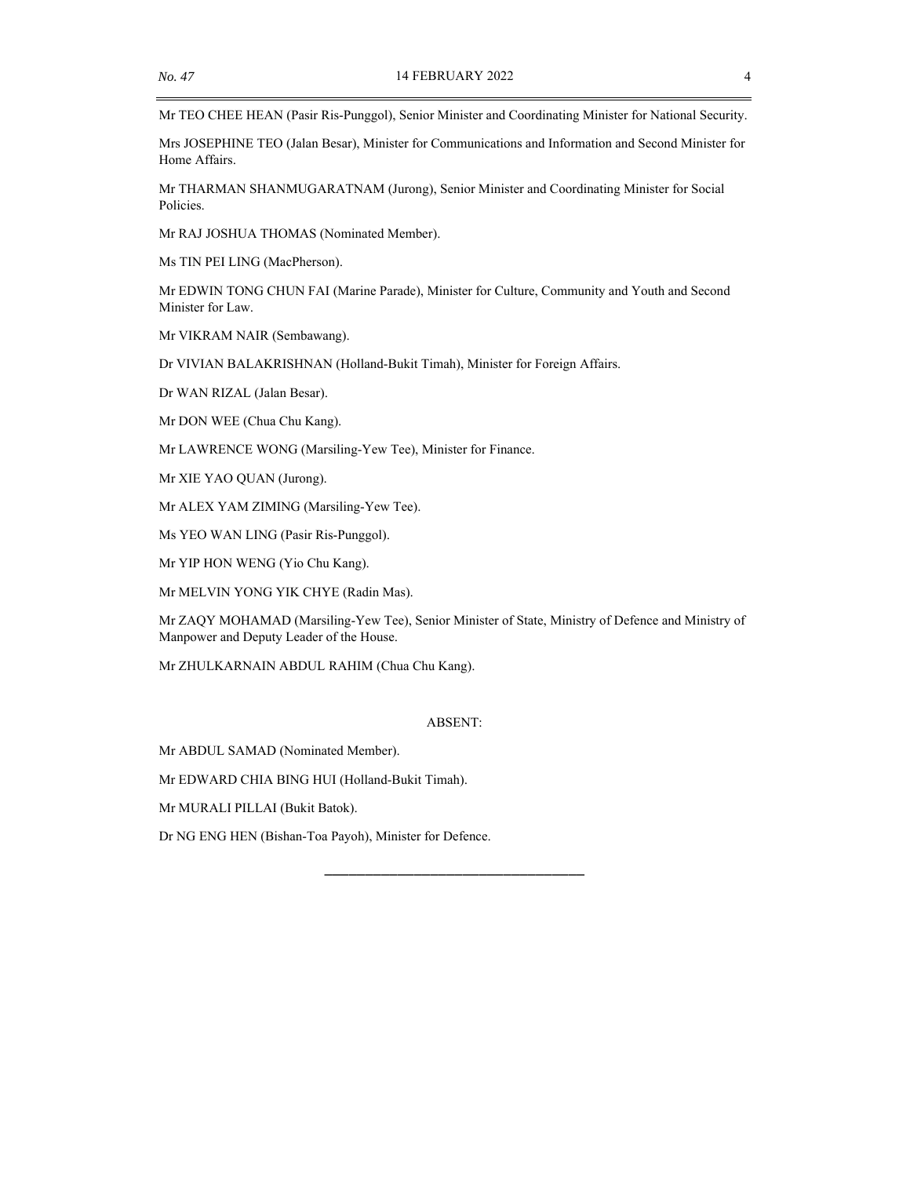Mr TEO CHEE HEAN (Pasir Ris-Punggol), Senior Minister and Coordinating Minister for National Security.

Mrs JOSEPHINE TEO (Jalan Besar), Minister for Communications and Information and Second Minister for Home Affairs.

Mr THARMAN SHANMUGARATNAM (Jurong), Senior Minister and Coordinating Minister for Social Policies.

Mr RAJ JOSHUA THOMAS (Nominated Member).

Ms TIN PEI LING (MacPherson).

Mr EDWIN TONG CHUN FAI (Marine Parade), Minister for Culture, Community and Youth and Second Minister for Law.

Mr VIKRAM NAIR (Sembawang).

Dr VIVIAN BALAKRISHNAN (Holland-Bukit Timah), Minister for Foreign Affairs.

Dr WAN RIZAL (Jalan Besar).

Mr DON WEE (Chua Chu Kang).

Mr LAWRENCE WONG (Marsiling-Yew Tee), Minister for Finance.

Mr XIE YAO QUAN (Jurong).

Mr ALEX YAM ZIMING (Marsiling-Yew Tee).

Ms YEO WAN LING (Pasir Ris-Punggol).

Mr YIP HON WENG (Yio Chu Kang).

Mr MELVIN YONG YIK CHYE (Radin Mas).

Mr ZAQY MOHAMAD (Marsiling-Yew Tee), Senior Minister of State, Ministry of Defence and Ministry of Manpower and Deputy Leader of the House.

Mr ZHULKARNAIN ABDUL RAHIM (Chua Chu Kang).

ABSENT:

Mr ABDUL SAMAD (Nominated Member).

Mr EDWARD CHIA BING HUI (Holland-Bukit Timah).

Mr MURALI PILLAI (Bukit Batok).

Dr NG ENG HEN (Bishan-Toa Payoh), Minister for Defence.

---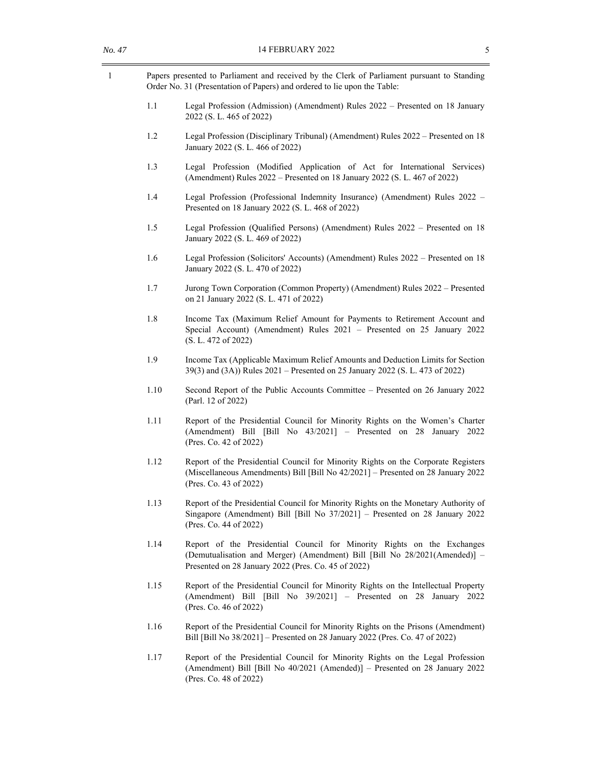1 Papers presented to Parliament and received by the Clerk of Parliament pursuant to Standing Order No. 31 (Presentation of Papers) and ordered to lie upon the Table:

1.1 Legal Profession (Admission) (Amendment) Rules 2022 – Presented on 18 January 2022 (S. L. 465 of 2022)

1.2 Legal Profession (Disciplinary Tribunal) (Amendment) Rules 2022 – Presented on 18 January 2022 (S. L. 466 of 2022)

1.3 Legal Profession (Modified Application of Act for International Services) (Amendment) Rules 2022 – Presented on 18 January 2022 (S. L. 467 of 2022)

1.4 Legal Profession (Professional Indemnity Insurance) (Amendment) Rules 2022 – Presented on 18 January 2022 (S. L. 468 of 2022)

1.5 Legal Profession (Qualified Persons) (Amendment) Rules 2022 – Presented on 18 January 2022 (S. L. 469 of 2022)

1.6 Legal Profession (Solicitors' Accounts) (Amendment) Rules 2022 – Presented on 18 January 2022 (S. L. 470 of 2022)

1.7 Jurong Town Corporation (Common Property) (Amendment) Rules 2022 – Presented on 21 January 2022 (S. L. 471 of 2022)

1.8 Income Tax (Maximum Relief Amount for Payments to Retirement Account and Special Account) (Amendment) Rules 2021 – Presented on 25 January 2022 (S. L. 472 of 2022)

1.9 Income Tax (Applicable Maximum Relief Amounts and Deduction Limits for Section 39(3) and (3A)) Rules 2021 – Presented on 25 January 2022 (S. L. 473 of 2022)

1.10 Second Report of the Public Accounts Committee – Presented on 26 January 2022 (Parl. 12 of 2022)

1.11 Report of the Presidential Council for Minority Rights on the Women's Charter (Amendment) Bill [Bill No 43/2021] – Presented on 28 January 2022 (Pres. Co. 42 of 2022)

1.12 Report of the Presidential Council for Minority Rights on the Corporate Registers (Miscellaneous Amendments) Bill [Bill No 42/2021] – Presented on 28 January 2022 (Pres. Co. 43 of 2022)

1.13 Report of the Presidential Council for Minority Rights on the Monetary Authority of Singapore (Amendment) Bill [Bill No 37/2021] – Presented on 28 January 2022 (Pres. Co. 44 of 2022)

1.14 Report of the Presidential Council for Minority Rights on the Exchanges (Demutualisation and Merger) (Amendment) Bill [Bill No 28/2021(Amended)] – Presented on 28 January 2022 (Pres. Co. 45 of 2022)

1.15 Report of the Presidential Council for Minority Rights on the Intellectual Property (Amendment) Bill [Bill No 39/2021] – Presented on 28 January 2022 (Pres. Co. 46 of 2022)

1.16 Report of the Presidential Council for Minority Rights on the Prisons (Amendment) Bill [Bill No 38/2021] – Presented on 28 January 2022 (Pres. Co. 47 of 2022)

1.17 Report of the Presidential Council for Minority Rights on the Legal Profession (Amendment) Bill [Bill No 40/2021 (Amended)] – Presented on 28 January 2022 (Pres. Co. 48 of 2022)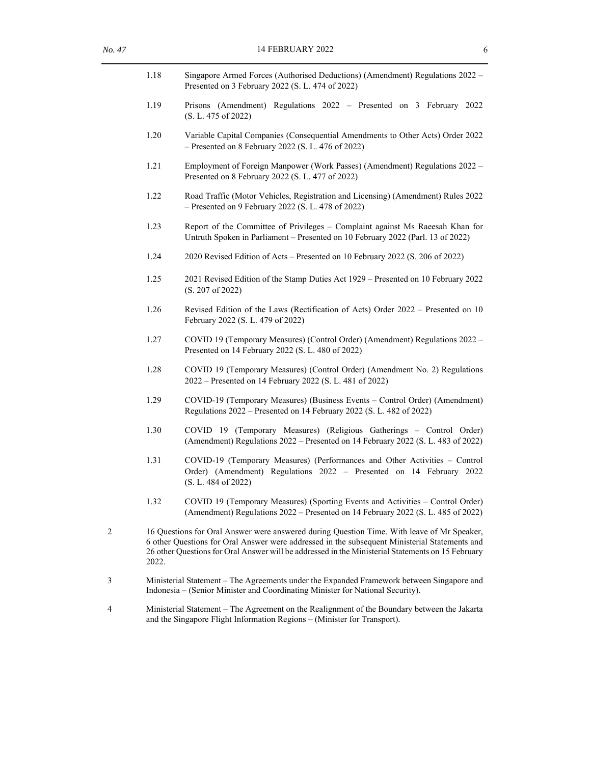1.18 Singapore Armed Forces (Authorised Deductions) (Amendment) Regulations 2022 – Presented on 3 February 2022 (S. L. 474 of 2022)

1.19 Prisons (Amendment) Regulations 2022 – Presented on 3 February 2022 (S. L. 475 of 2022)

1.20 Variable Capital Companies (Consequential Amendments to Other Acts) Order 2022 – Presented on 8 February 2022 (S. L. 476 of 2022)

1.21 Employment of Foreign Manpower (Work Passes) (Amendment) Regulations 2022 – Presented on 8 February 2022 (S. L. 477 of 2022)

1.22 Road Traffic (Motor Vehicles, Registration and Licensing) (Amendment) Rules 2022 – Presented on 9 February 2022 (S. L. 478 of 2022)

1.23 Report of the Committee of Privileges – Complaint against Ms Raeesah Khan for Untruth Spoken in Parliament – Presented on 10 February 2022 (Parl. 13 of 2022)

1.24 2020 Revised Edition of Acts – Presented on 10 February 2022 (S. 206 of 2022)

1.25 2021 Revised Edition of the Stamp Duties Act 1929 – Presented on 10 February 2022 (S. 207 of 2022)

1.26 Revised Edition of the Laws (Rectification of Acts) Order 2022 – Presented on 10 February 2022 (S. L. 479 of 2022)

1.27 COVID 19 (Temporary Measures) (Control Order) (Amendment) Regulations 2022 – Presented on 14 February 2022 (S. L. 480 of 2022)

1.28 COVID 19 (Temporary Measures) (Control Order) (Amendment No. 2) Regulations 2022 – Presented on 14 February 2022 (S. L. 481 of 2022)

1.29 COVID-19 (Temporary Measures) (Business Events – Control Order) (Amendment) Regulations 2022 – Presented on 14 February 2022 (S. L. 482 of 2022)

1.30 COVID 19 (Temporary Measures) (Religious Gatherings – Control Order) (Amendment) Regulations 2022 – Presented on 14 February 2022 (S. L. 483 of 2022)

1.31 COVID-19 (Temporary Measures) (Performances and Other Activities – Control Order) (Amendment) Regulations 2022 – Presented on 14 February 2022 (S. L. 484 of 2022)

1.32 COVID 19 (Temporary Measures) (Sporting Events and Activities – Control Order) (Amendment) Regulations 2022 – Presented on 14 February 2022 (S. L. 485 of 2022)

2 16 Questions for Oral Answer were answered during Question Time. With leave of Mr Speaker, 6 other Questions for Oral Answer were addressed in the subsequent Ministerial Statements and 26 other Questions for Oral Answer will be addressed in the Ministerial Statements on 15 February 2022.

3 Ministerial Statement – The Agreements under the Expanded Framework between Singapore and Indonesia – (Senior Minister and Coordinating Minister for National Security).

4 Ministerial Statement – The Agreement on the Realignment of the Boundary between the Jakarta and the Singapore Flight Information Regions – (Minister for Transport).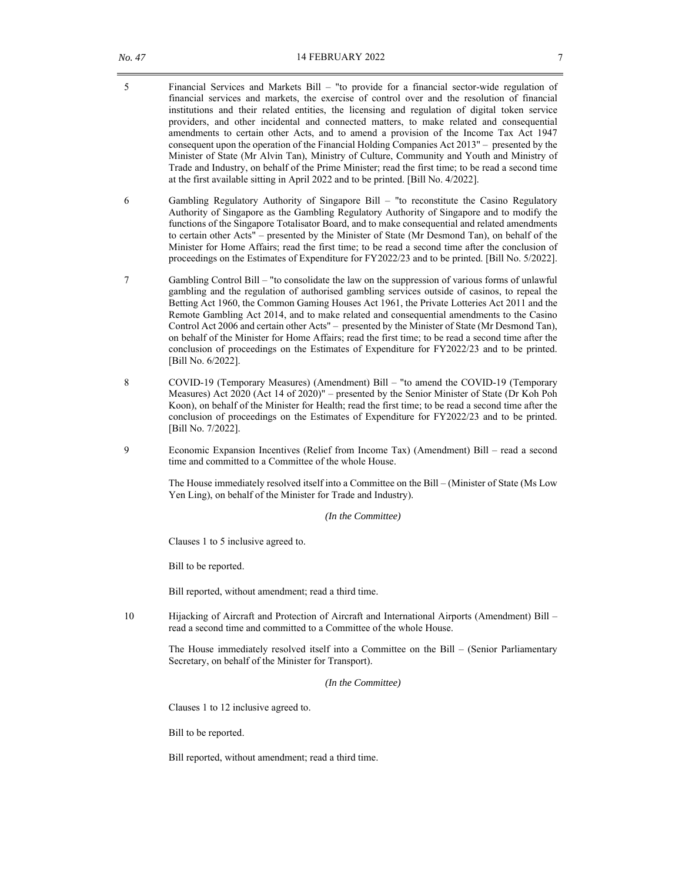5 Financial Services and Markets Bill – "to provide for a financial sector-wide regulation of financial services and markets, the exercise of control over and the resolution of financial institutions and their related entities, the licensing and regulation of digital token service providers, and other incidental and connected matters, to make related and consequential amendments to certain other Acts, and to amend a provision of the Income Tax Act 1947 consequent upon the operation of the Financial Holding Companies Act 2013" – presented by the Minister of State (Mr Alvin Tan), Ministry of Culture, Community and Youth and Ministry of Trade and Industry, on behalf of the Prime Minister; read the first time; to be read a second time at the first available sitting in April 2022 and to be printed. [Bill No. 4/2022].

6 Gambling Regulatory Authority of Singapore Bill – "to reconstitute the Casino Regulatory Authority of Singapore as the Gambling Regulatory Authority of Singapore and to modify the functions of the Singapore Totalisator Board, and to make consequential and related amendments to certain other Acts" – presented by the Minister of State (Mr Desmond Tan), on behalf of the Minister for Home Affairs; read the first time; to be read a second time after the conclusion of proceedings on the Estimates of Expenditure for FY2022/23 and to be printed. [Bill No. 5/2022].

7 Gambling Control Bill – "to consolidate the law on the suppression of various forms of unlawful gambling and the regulation of authorised gambling services outside of casinos, to repeal the Betting Act 1960, the Common Gaming Houses Act 1961, the Private Lotteries Act 2011 and the Remote Gambling Act 2014, and to make related and consequential amendments to the Casino Control Act 2006 and certain other Acts" – presented by the Minister of State (Mr Desmond Tan), on behalf of the Minister for Home Affairs; read the first time; to be read a second time after the conclusion of proceedings on the Estimates of Expenditure for FY2022/23 and to be printed. [Bill No. 6/2022].

8 COVID-19 (Temporary Measures) (Amendment) Bill – "to amend the COVID-19 (Temporary Measures) Act 2020 (Act 14 of 2020)" – presented by the Senior Minister of State (Dr Koh Poh Koon), on behalf of the Minister for Health; read the first time; to be read a second time after the conclusion of proceedings on the Estimates of Expenditure for FY2022/23 and to be printed. [Bill No. 7/2022].

9 Economic Expansion Incentives (Relief from Income Tax) (Amendment) Bill – read a second time and committed to a Committee of the whole House.

The House immediately resolved itself into a Committee on the Bill – (Minister of State (Ms Low Yen Ling), on behalf of the Minister for Trade and Industry).

*(In the Committee)*

Clauses 1 to 5 inclusive agreed to.

Bill to be reported.

Bill reported, without amendment; read a third time.

10 Hijacking of Aircraft and Protection of Aircraft and International Airports (Amendment) Bill – read a second time and committed to a Committee of the whole House.

The House immediately resolved itself into a Committee on the Bill – (Senior Parliamentary Secretary, on behalf of the Minister for Transport).

*(In the Committee)*

Clauses 1 to 12 inclusive agreed to.

Bill to be reported.

Bill reported, without amendment; read a third time.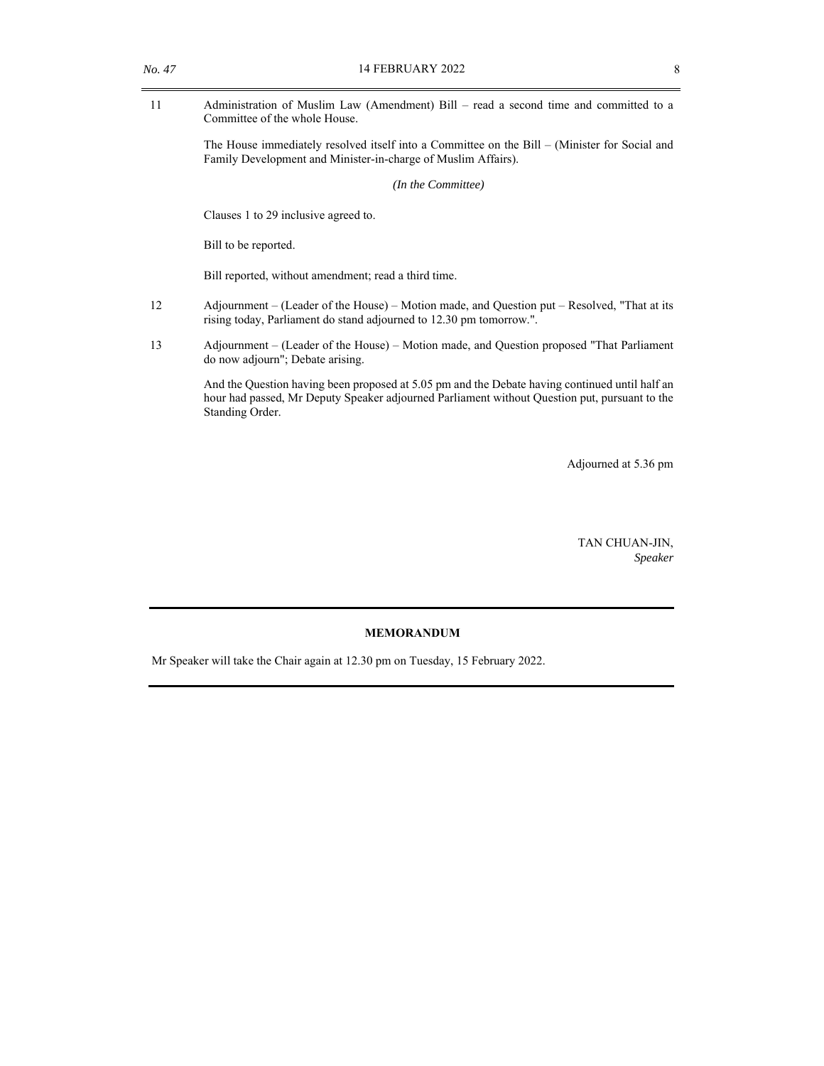11 Administration of Muslim Law (Amendment) Bill – read a second time and committed to a Committee of the whole House.

The House immediately resolved itself into a Committee on the Bill – (Minister for Social and Family Development and Minister-in-charge of Muslim Affairs).

*(In the Committee)*

Clauses 1 to 29 inclusive agreed to.

Bill to be reported.

Bill reported, without amendment; read a third time.

12 Adjournment – (Leader of the House) – Motion made, and Question put – Resolved, "That at its rising today, Parliament do stand adjourned to 12.30 pm tomorrow.".

13 Adjournment – (Leader of the House) – Motion made, and Question proposed "That Parliament do now adjourn"; Debate arising.

And the Question having been proposed at 5.05 pm and the Debate having continued until half an hour had passed, Mr Deputy Speaker adjourned Parliament without Question put, pursuant to the Standing Order.

Adjourned at 5.36 pm

TAN CHUAN-JIN,
*Speaker*

---

**MEMORANDUM**

Mr Speaker will take the Chair again at 12.30 pm on Tuesday, 15 February 2022.

---